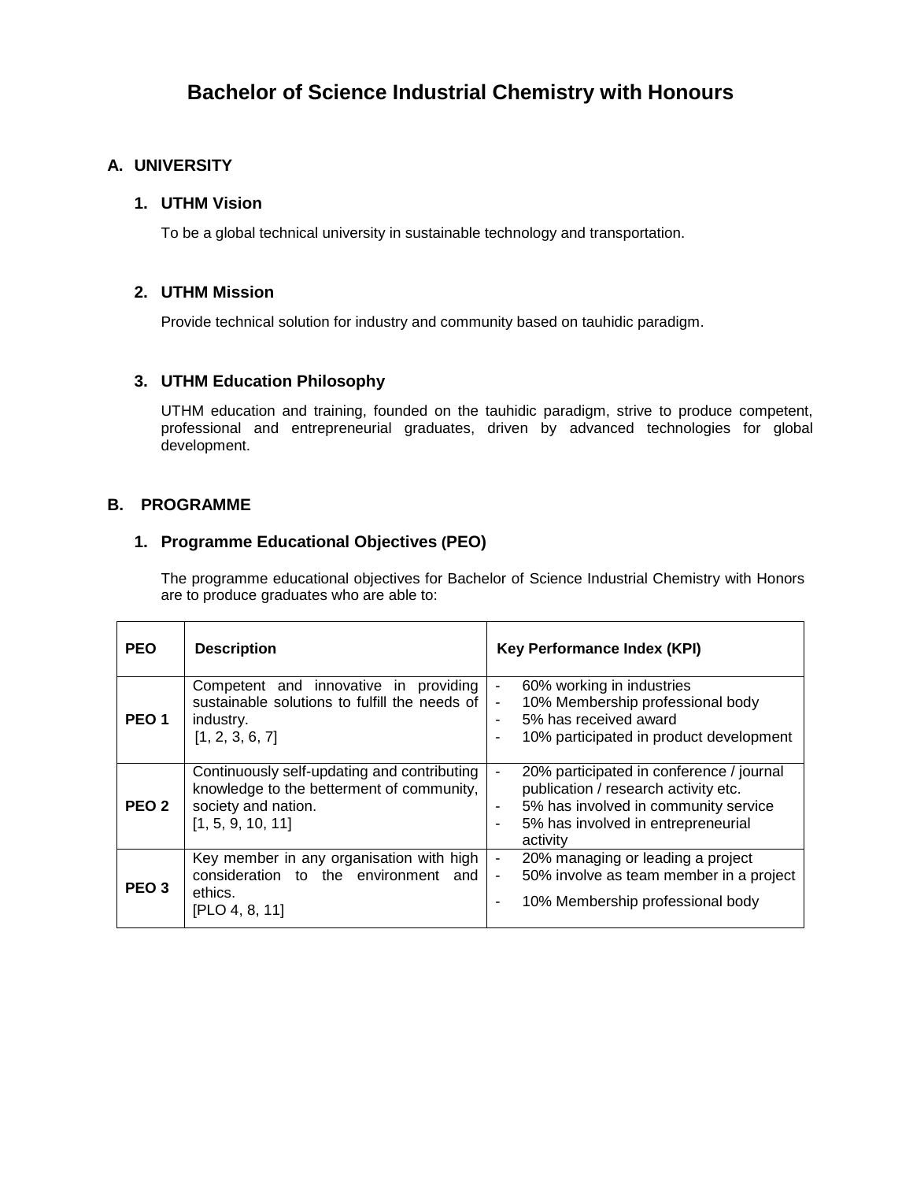# Bachelor of Science Industrial Chemistry with Honours

## A. UNIVERSITY

### 1. UTHM Vision

To be a global technical university in sustainable technology and transportation.

### 2. UTHM Mission

Provide technical solution for industry and community based on tauhidic paradigm.

### 3. UTHM Education Philosophy

UTHM education and training, founded on the tauhidic paradigm, strive to produce competent, professional and entrepreneurial graduates, driven by advanced technologies for global development.

## B. PROGRAMME

### 1. Programme Educational Objectives (PEO)

The programme educational objectives for Bachelor of Science Industrial Chemistry with Honors are to produce graduates who are able to:

| PEO | Description | Key Performance Index (KPI) |
|---|---|---|
| PEO 1 | Competent and innovative in providing sustainable solutions to fulfill the needs of industry. [1, 2, 3, 6, 7] | - 60% working in industries<br>- 10% Membership professional body<br>- 5% has received award<br>- 10% participated in product development |
| PEO 2 | Continuously self-updating and contributing knowledge to the betterment of community, society and nation. [1, 5, 9, 10, 11] | - 20% participated in conference / journal publication / research activity etc.<br>- 5% has involved in community service<br>- 5% has involved in entrepreneurial activity |
| PEO 3 | Key member in any organisation with high consideration to the environment and ethics. [PLO 4, 8, 11] | - 20% managing or leading a project<br>- 50% involve as team member in a project<br>- 10% Membership professional body |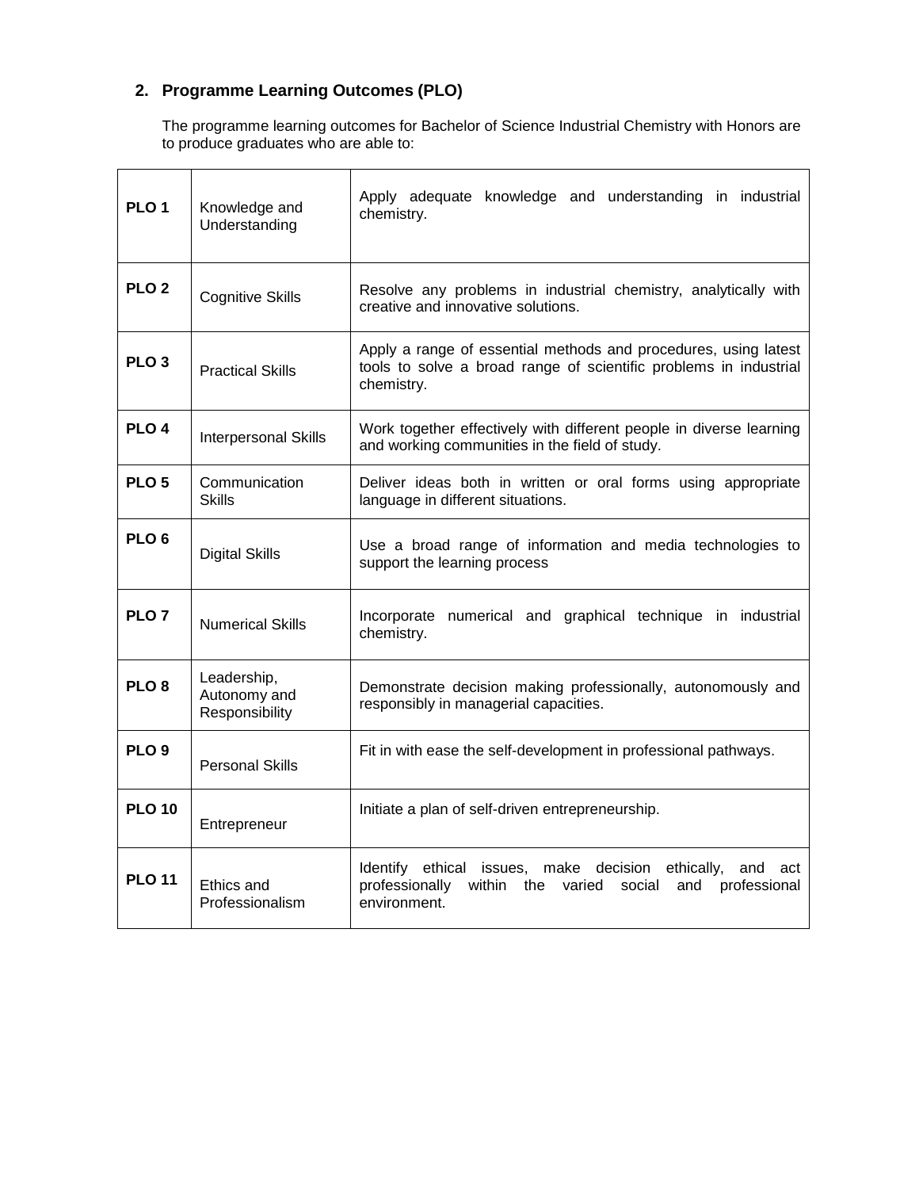## 2. Programme Learning Outcomes (PLO)

The programme learning outcomes for Bachelor of Science Industrial Chemistry with Honors are to produce graduates who are able to:

| | | |
|---|---|---|
| **PLO 1** | Knowledge and Understanding | Apply adequate knowledge and understanding in industrial chemistry. |
| **PLO 2** | Cognitive Skills | Resolve any problems in industrial chemistry, analytically with creative and innovative solutions. |
| **PLO 3** | Practical Skills | Apply a range of essential methods and procedures, using latest tools to solve a broad range of scientific problems in industrial chemistry. |
| **PLO 4** | Interpersonal Skills | Work together effectively with different people in diverse learning and working communities in the field of study. |
| **PLO 5** | Communication Skills | Deliver ideas both in written or oral forms using appropriate language in different situations. |
| **PLO 6** | Digital Skills | Use a broad range of information and media technologies to support the learning process |
| **PLO 7** | Numerical Skills | Incorporate numerical and graphical technique in industrial chemistry. |
| **PLO 8** | Leadership, Autonomy and Responsibility | Demonstrate decision making professionally, autonomously and responsibly in managerial capacities. |
| **PLO 9** | Personal Skills | Fit in with ease the self-development in professional pathways. |
| **PLO 10** | Entrepreneur | Initiate a plan of self-driven entrepreneurship. |
| **PLO 11** | Ethics and Professionalism | Identify ethical issues, make decision ethically, and act professionally within the varied social and professional environment. |